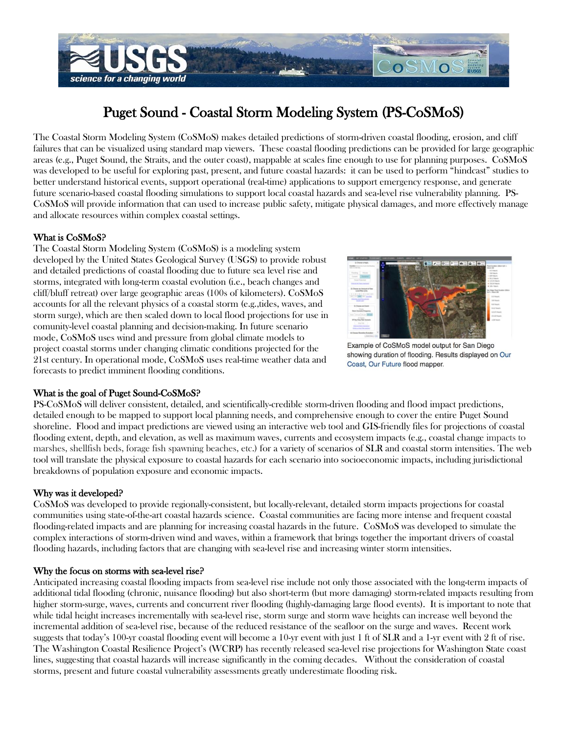# Puget Sound - Coastal Storm Modeling System (PS-CoSMoS)

The Coastal Storm Modeling System (CoSMoS) makes detailed predictions of storm-driven coastal flooding, erosion, and cliff failures that can be visualized using standard map viewers. These coastal flooding predictions can be provided for large geographic areas (e.g., Puget Sound, the Straits, and the outer coast), mappable at scales fine enough to use for planning purposes. CoSMoS was developed to be useful for exploring past, present, and future coastal hazards: it can be used to perform "hindcast" studies to better understand historical events, support operational (real-time) applications to support emergency response, and generate future scenario-based coastal flooding simulations to support local coastal hazards and sea-level rise vulnerability planning. PS-CoSMoS will provide information that can used to increase public safety, mitigate physical damages, and more effectively manage and allocate resources within complex coastal settings.

## What is CoSMoS?

The Coastal Storm Modeling System (CoSMoS) is a modeling system developed by the United States Geological Survey (USGS) to provide robust and detailed predictions of coastal flooding due to future sea level rise and storms, integrated with long-term coastal evolution (i.e., beach changes and cliff/bluff retreat) over large geographic areas (100s of kilometers). CoSMoS accounts for all the relevant physics of a coastal storm (e.g.,tides, waves, and storm surge), which are then scaled down to local flood projections for use in comunity-level coastal planning and decision-making. In future scenario mode, CoSMoS uses wind and pressure from global climate models to project coastal storms under changing climatic conditions projected for the 21st century. In operational mode, CoSMoS uses real-time weather data and forecasts to predict imminent flooding conditions.

Example of CoSMoS model output for San Diego showing duration of flooding. Results displayed on Our Coast, Our Future flood mapper.

## What is the goal of Puget Sound-CoSMoS?

PS-CoSMoS will deliver consistent, detailed, and scientifically-credible storm-driven flooding and flood impact predictions, detailed enough to be mapped to support local planning needs, and comprehensive enough to cover the entire Puget Sound shoreline. Flood and impact predictions are viewed using an interactive web tool and GIS-friendly files for projections of coastal flooding extent, depth, and elevation, as well as maximum waves, currents and ecosystem impacts (e.g., coastal change impacts to marshes, shellfish beds, forage fish spawning beaches, etc.) for a variety of scenarios of SLR and coastal storm intensities. The web tool will translate the physical exposure to coastal hazards for each scenario into socioeconomic impacts, including jurisdictional breakdowns of population exposure and economic impacts.

## Why was it developed?

CoSMoS was developed to provide regionally-consistent, but locally-relevant, detailed storm impacts projections for coastal communities using state-of-the-art coastal hazards science. Coastal communities are facing more intense and frequent coastal flooding-related impacts and are planning for increasing coastal hazards in the future. CoSMoS was developed to simulate the complex interactions of storm-driven wind and waves, within a framework that brings together the important drivers of coastal flooding hazards, including factors that are changing with sea-level rise and increasing winter storm intensities.

## Why the focus on storms with sea-level rise?

Anticipated increasing coastal flooding impacts from sea-level rise include not only those associated with the long-term impacts of additional tidal flooding (chronic, nuisance flooding) but also short-term (but more damaging) storm-related impacts resulting from higher storm-surge, waves, currents and concurrent river flooding (highly-damaging large flood events). It is important to note that while tidal height increases incrementally with sea-level rise, storm surge and storm wave heights can increase well beyond the incremental addition of sea-level rise, because of the reduced resistance of the seafloor on the surge and waves. Recent work suggests that today's 100-yr coastal flooding event will become a 10-yr event with just 1 ft of SLR and a 1-yr event with 2 ft of rise. The Washington Coastal Resilience Project's (WCRP) has recently released sea-level rise projections for Washington State coast lines, suggesting that coastal hazards will increase significantly in the coming decades. Without the consideration of coastal storms, present and future coastal vulnerability assessments greatly underestimate flooding risk.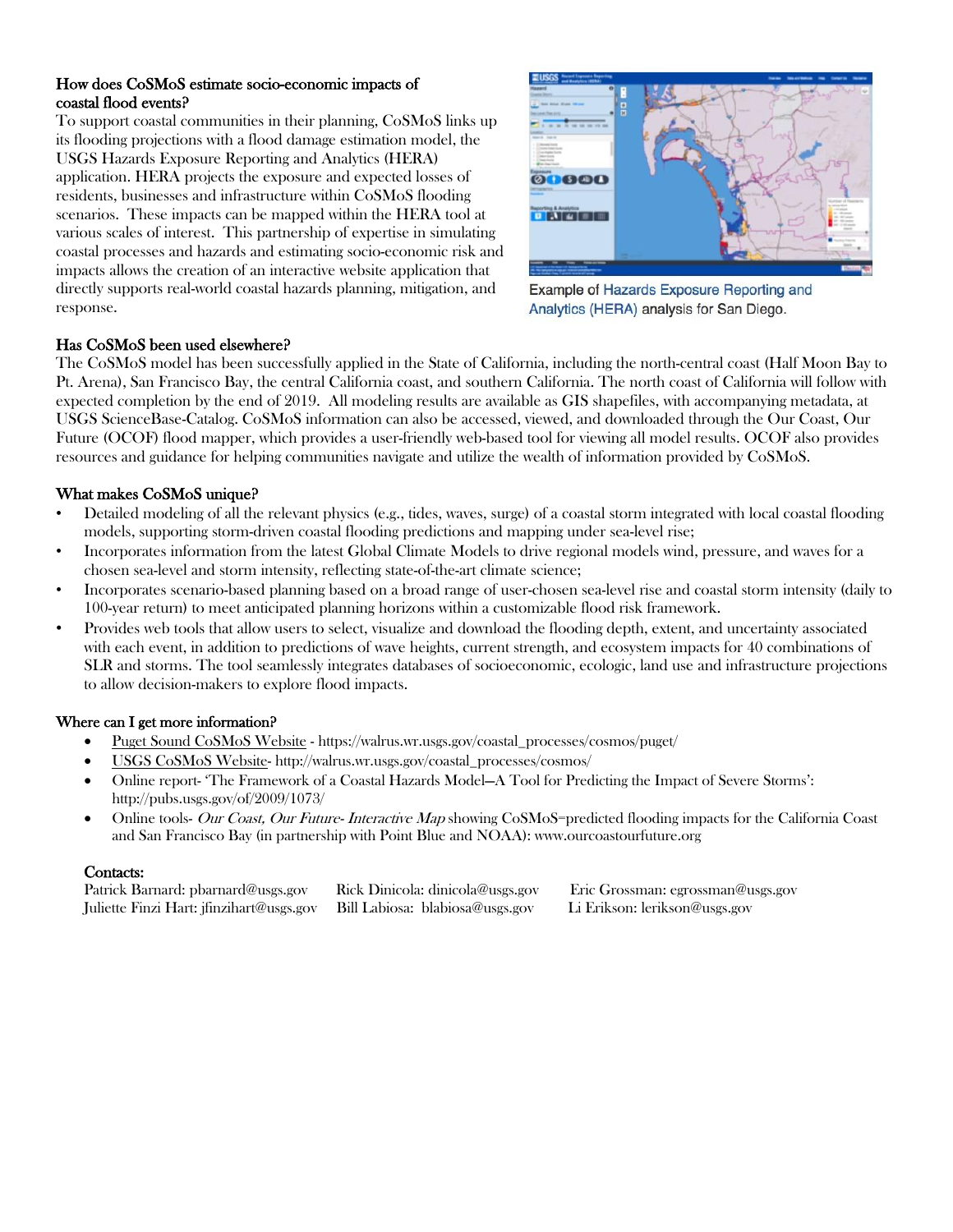**How does CoSMoS estimate socio-economic impacts of coastal flood events?**

To support coastal communities in their planning, CoSMoS links up its flooding projections with a flood damage estimation model, the USGS Hazards Exposure Reporting and Analytics (HERA) application. HERA projects the exposure and expected losses of residents, businesses and infrastructure within CoSMoS flooding scenarios. These impacts can be mapped within the HERA tool at various scales of interest. This partnership of expertise in simulating coastal processes and hazards and estimating socio-economic risk and impacts allows the creation of an interactive website application that directly supports real-world coastal hazards planning, mitigation, and response.

Example of Hazards Exposure Reporting and Analytics (HERA) analysis for San Diego.

**Has CoSMoS been used elsewhere?**

The CoSMoS model has been successfully applied in the State of California, including the north-central coast (Half Moon Bay to Pt. Arena), San Francisco Bay, the central California coast, and southern California. The north coast of California will follow with expected completion by the end of 2019. All modeling results are available as GIS shapefiles, with accompanying metadata, at USGS ScienceBase-Catalog. CoSMoS information can also be accessed, viewed, and downloaded through the Our Coast, Our Future (OCOF) flood mapper, which provides a user-friendly web-based tool for viewing all model results. OCOF also provides resources and guidance for helping communities navigate and utilize the wealth of information provided by CoSMoS.

**What makes CoSMoS unique?**

- Detailed modeling of all the relevant physics (e.g., tides, waves, surge) of a coastal storm integrated with local coastal flooding models, supporting storm-driven coastal flooding predictions and mapping under sea-level rise;
- Incorporates information from the latest Global Climate Models to drive regional models wind, pressure, and waves for a chosen sea-level and storm intensity, reflecting state-of-the-art climate science;
- Incorporates scenario-based planning based on a broad range of user-chosen sea-level rise and coastal storm intensity (daily to 100-year return) to meet anticipated planning horizons within a customizable flood risk framework.
- Provides web tools that allow users to select, visualize and download the flooding depth, extent, and uncertainty associated with each event, in addition to predictions of wave heights, current strength, and ecosystem impacts for 40 combinations of SLR and storms. The tool seamlessly integrates databases of socioeconomic, ecologic, land use and infrastructure projections to allow decision-makers to explore flood impacts.

**Where can I get more information?**

- Puget Sound CoSMoS Website - https://walrus.wr.usgs.gov/coastal_processes/cosmos/puget/
- USGS CoSMoS Website- http://walrus.wr.usgs.gov/coastal_processes/cosmos/
- Online report- 'The Framework of a Coastal Hazards Model—A Tool for Predicting the Impact of Severe Storms': http://pubs.usgs.gov/of/2009/1073/
- Online tools- *Our Coast, Our Future- Interactive Map* showing CoSMoS=predicted flooding impacts for the California Coast and San Francisco Bay (in partnership with Point Blue and NOAA): www.ourcoastourfuture.org

**Contacts:**

Patrick Barnard: pbarnard@usgs.gov
Rick Dinicola: dinicola@usgs.gov
Eric Grossman: egrossman@usgs.gov
Juliette Finzi Hart: jfinzihart@usgs.gov
Bill Labiosa: blabiosa@usgs.gov
Li Erikson: lerikson@usgs.gov